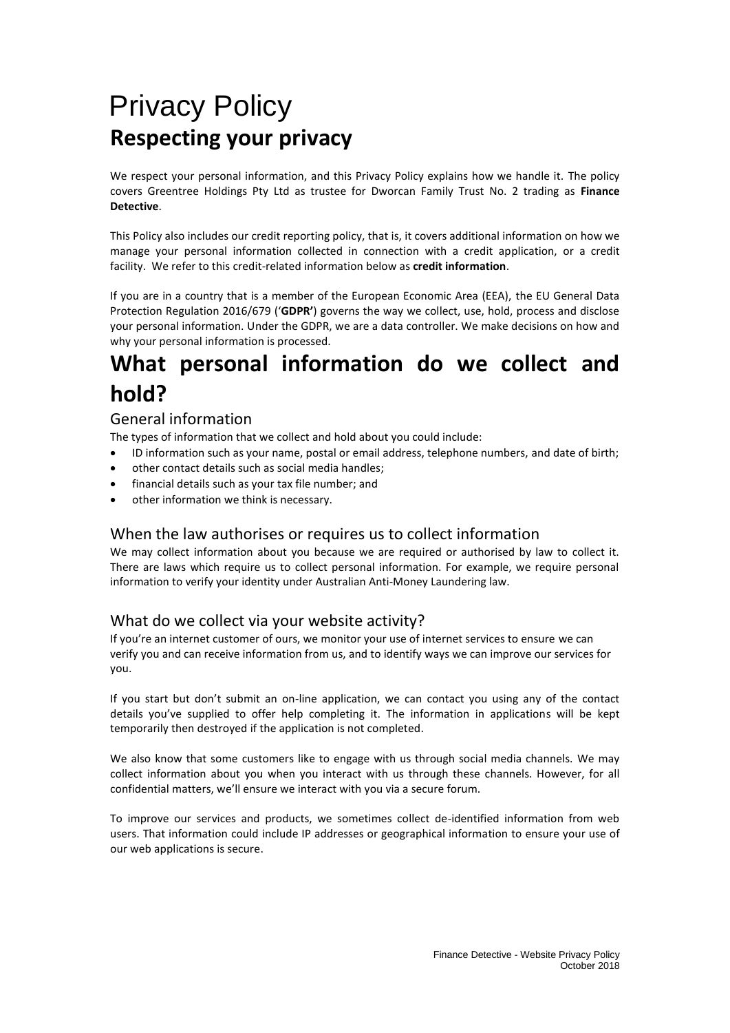# Privacy Policy

## Respecting your privacy

We respect your personal information, and this Privacy Policy explains how we handle it. The policy covers Greentree Holdings Pty Ltd as trustee for Dworcan Family Trust No. 2 trading as **Finance Detective**.

This Policy also includes our credit reporting policy, that is, it covers additional information on how we manage your personal information collected in connection with a credit application, or a credit facility. We refer to this credit-related information below as **credit information**.

If you are in a country that is a member of the European Economic Area (EEA), the EU General Data Protection Regulation 2016/679 ('**GDPR'**) governs the way we collect, use, hold, process and disclose your personal information. Under the GDPR, we are a data controller. We make decisions on how and why your personal information is processed.

# What personal information do we collect and hold?

### General information

The types of information that we collect and hold about you could include:

- ID information such as your name, postal or email address, telephone numbers, and date of birth;
- other contact details such as social media handles;
- financial details such as your tax file number; and
- other information we think is necessary.

### When the law authorises or requires us to collect information

We may collect information about you because we are required or authorised by law to collect it. There are laws which require us to collect personal information. For example, we require personal information to verify your identity under Australian Anti-Money Laundering law.

### What do we collect via your website activity?

If you're an internet customer of ours, we monitor your use of internet services to ensure we can verify you and can receive information from us, and to identify ways we can improve our services for you.

If you start but don't submit an on-line application, we can contact you using any of the contact details you've supplied to offer help completing it. The information in applications will be kept temporarily then destroyed if the application is not completed.

We also know that some customers like to engage with us through social media channels. We may collect information about you when you interact with us through these channels. However, for all confidential matters, we'll ensure we interact with you via a secure forum.

To improve our services and products, we sometimes collect de-identified information from web users. That information could include IP addresses or geographical information to ensure your use of our web applications is secure.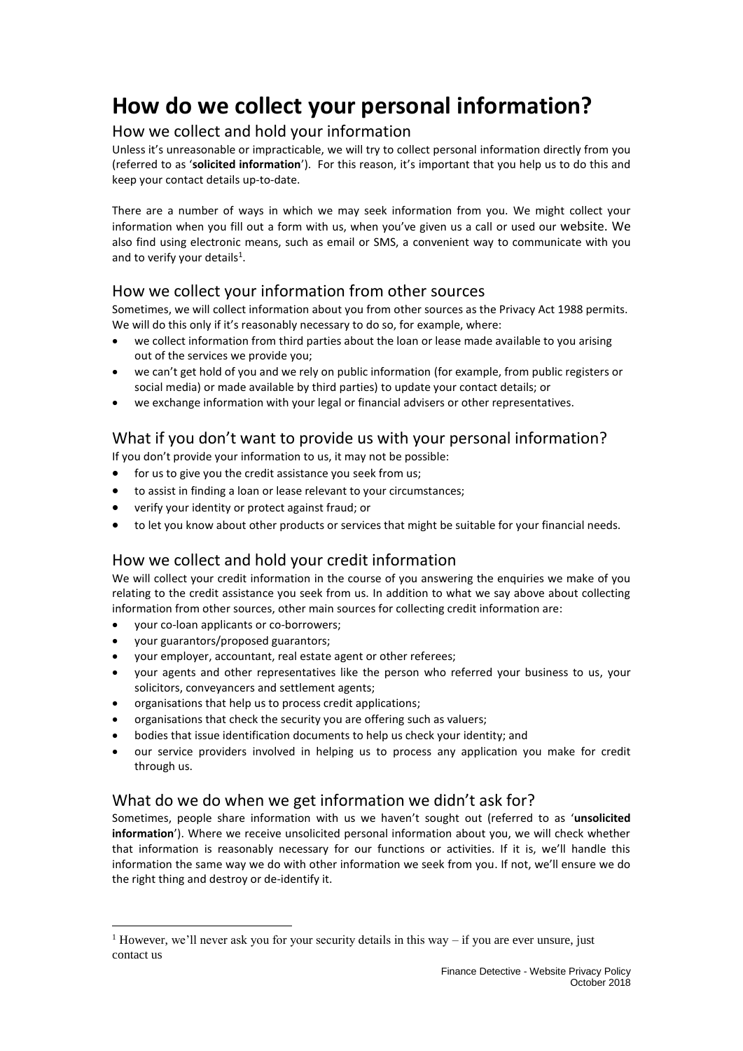# How do we collect your personal information?

## How we collect and hold your information

Unless it's unreasonable or impracticable, we will try to collect personal information directly from you (referred to as '**solicited information**'). For this reason, it's important that you help us to do this and keep your contact details up-to-date.

There are a number of ways in which we may seek information from you. We might collect your information when you fill out a form with us, when you've given us a call or used our website. We also find using electronic means, such as email or SMS, a convenient way to communicate with you and to verify your details[1].

## How we collect your information from other sources

Sometimes, we will collect information about you from other sources as the Privacy Act 1988 permits. We will do this only if it's reasonably necessary to do so, for example, where:

- we collect information from third parties about the loan or lease made available to you arising out of the services we provide you;
- we can't get hold of you and we rely on public information (for example, from public registers or social media) or made available by third parties) to update your contact details; or
- we exchange information with your legal or financial advisers or other representatives.

## What if you don't want to provide us with your personal information?

If you don't provide your information to us, it may not be possible:

- for us to give you the credit assistance you seek from us;
- to assist in finding a loan or lease relevant to your circumstances;
- verify your identity or protect against fraud; or
- to let you know about other products or services that might be suitable for your financial needs.

## How we collect and hold your credit information

We will collect your credit information in the course of you answering the enquiries we make of you relating to the credit assistance you seek from us. In addition to what we say above about collecting information from other sources, other main sources for collecting credit information are:

- your co-loan applicants or co-borrowers;
- your guarantors/proposed guarantors;
- your employer, accountant, real estate agent or other referees;
- your agents and other representatives like the person who referred your business to us, your solicitors, conveyancers and settlement agents;
- organisations that help us to process credit applications;
- organisations that check the security you are offering such as valuers;
- bodies that issue identification documents to help us check your identity; and
- our service providers involved in helping us to process any application you make for credit through us.

## What do we do when we get information we didn't ask for?

Sometimes, people share information with us we haven't sought out (referred to as '**unsolicited information**'). Where we receive unsolicited personal information about you, we will check whether that information is reasonably necessary for our functions or activities. If it is, we'll handle this information the same way we do with other information we seek from you. If not, we'll ensure we do the right thing and destroy or de-identify it.

---

[1] However, we'll never ask you for your security details in this way – if you are ever unsure, just contact us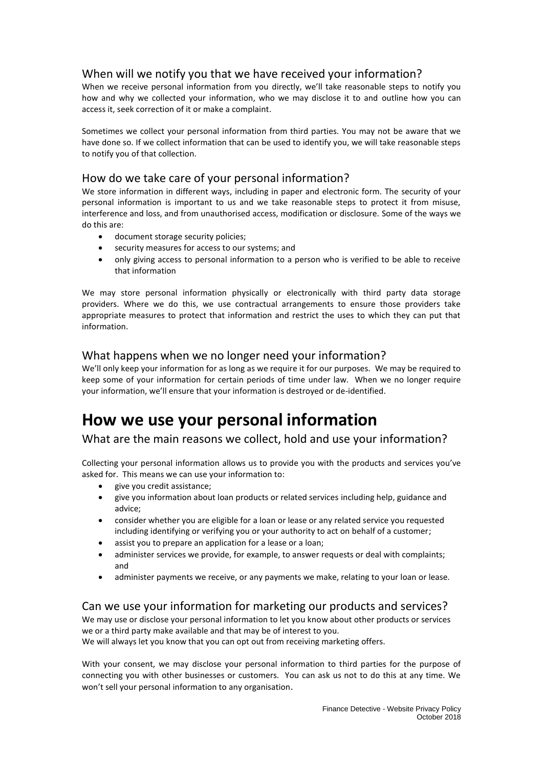## When will we notify you that we have received your information?

When we receive personal information from you directly, we'll take reasonable steps to notify you how and why we collected your information, who we may disclose it to and outline how you can access it, seek correction of it or make a complaint.

Sometimes we collect your personal information from third parties. You may not be aware that we have done so. If we collect information that can be used to identify you, we will take reasonable steps to notify you of that collection.

## How do we take care of your personal information?

We store information in different ways, including in paper and electronic form. The security of your personal information is important to us and we take reasonable steps to protect it from misuse, interference and loss, and from unauthorised access, modification or disclosure. Some of the ways we do this are:

- document storage security policies;
- security measures for access to our systems; and
- only giving access to personal information to a person who is verified to be able to receive that information

We may store personal information physically or electronically with third party data storage providers. Where we do this, we use contractual arrangements to ensure those providers take appropriate measures to protect that information and restrict the uses to which they can put that information.

## What happens when we no longer need your information?

We'll only keep your information for as long as we require it for our purposes. We may be required to keep some of your information for certain periods of time under law. When we no longer require your information, we'll ensure that your information is destroyed or de-identified.

# How we use your personal information

## What are the main reasons we collect, hold and use your information?

Collecting your personal information allows us to provide you with the products and services you've asked for. This means we can use your information to:

- give you credit assistance;
- give you information about loan products or related services including help, guidance and advice;
- consider whether you are eligible for a loan or lease or any related service you requested including identifying or verifying you or your authority to act on behalf of a customer;
- assist you to prepare an application for a lease or a loan;
- administer services we provide, for example, to answer requests or deal with complaints; and
- administer payments we receive, or any payments we make, relating to your loan or lease.

## Can we use your information for marketing our products and services?

We may use or disclose your personal information to let you know about other products or services we or a third party make available and that may be of interest to you.
We will always let you know that you can opt out from receiving marketing offers.

With your consent, we may disclose your personal information to third parties for the purpose of connecting you with other businesses or customers. You can ask us not to do this at any time. We won't sell your personal information to any organisation.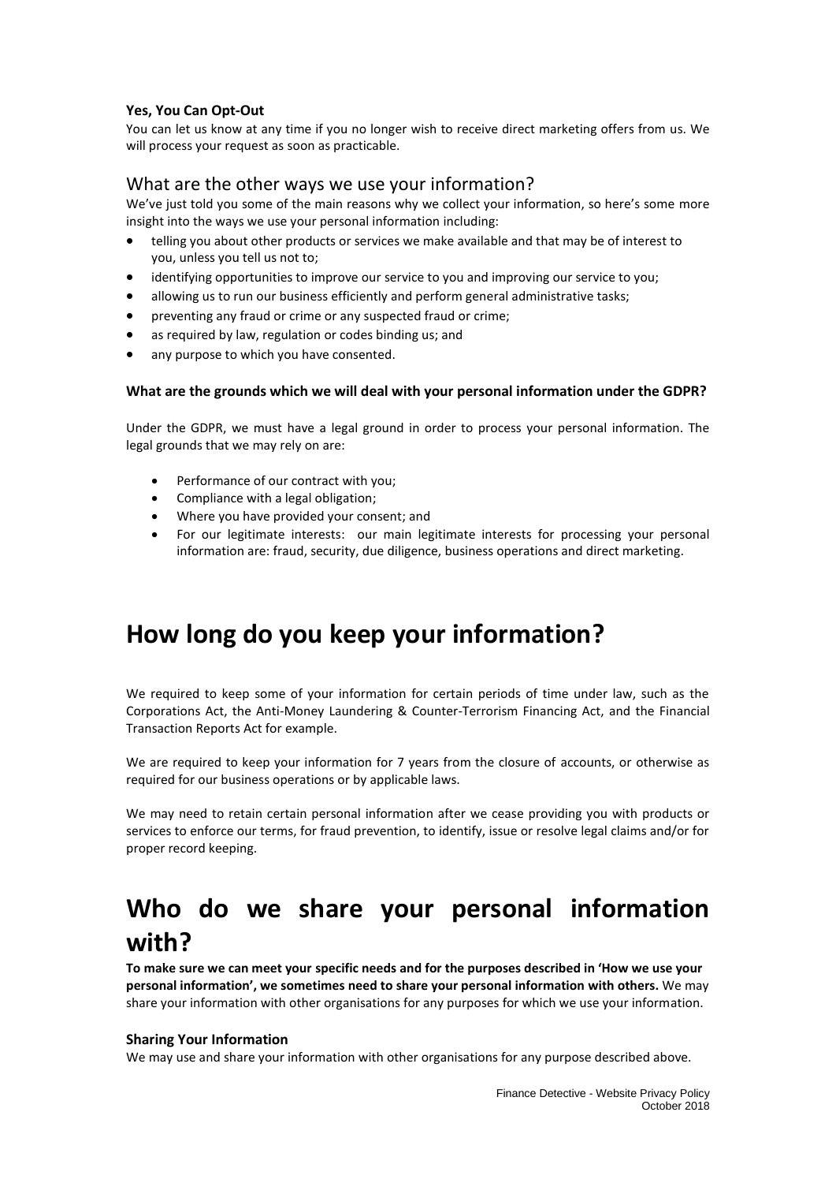**Yes, You Can Opt-Out**

You can let us know at any time if you no longer wish to receive direct marketing offers from us. We will process your request as soon as practicable.

### What are the other ways we use your information?

We've just told you some of the main reasons why we collect your information, so here's some more insight into the ways we use your personal information including:

- telling you about other products or services we make available and that may be of interest to you, unless you tell us not to;
- identifying opportunities to improve our service to you and improving our service to you;
- allowing us to run our business efficiently and perform general administrative tasks;
- preventing any fraud or crime or any suspected fraud or crime;
- as required by law, regulation or codes binding us; and
- any purpose to which you have consented.

**What are the grounds which we will deal with your personal information under the GDPR?**

Under the GDPR, we must have a legal ground in order to process your personal information. The legal grounds that we may rely on are:

- Performance of our contract with you;
- Compliance with a legal obligation;
- Where you have provided your consent; and
- For our legitimate interests: our main legitimate interests for processing your personal information are: fraud, security, due diligence, business operations and direct marketing.

# How long do you keep your information?

We required to keep some of your information for certain periods of time under law, such as the Corporations Act, the Anti-Money Laundering & Counter-Terrorism Financing Act, and the Financial Transaction Reports Act for example.

We are required to keep your information for 7 years from the closure of accounts, or otherwise as required for our business operations or by applicable laws.

We may need to retain certain personal information after we cease providing you with products or services to enforce our terms, for fraud prevention, to identify, issue or resolve legal claims and/or for proper record keeping.

# Who do we share your personal information with?

**To make sure we can meet your specific needs and for the purposes described in 'How we use your personal information', we sometimes need to share your personal information with others.** We may share your information with other organisations for any purposes for which we use your information.

**Sharing Your Information**

We may use and share your information with other organisations for any purpose described above.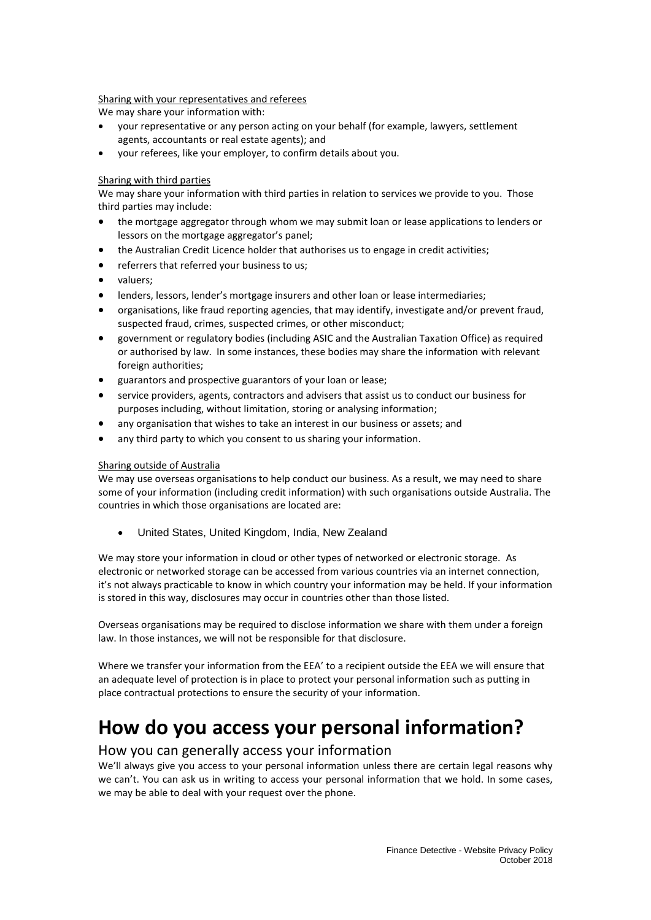Sharing with your representatives and referees

We may share your information with:

- your representative or any person acting on your behalf (for example, lawyers, settlement agents, accountants or real estate agents); and
- your referees, like your employer, to confirm details about you.

Sharing with third parties

We may share your information with third parties in relation to services we provide to you. Those third parties may include:

- the mortgage aggregator through whom we may submit loan or lease applications to lenders or lessors on the mortgage aggregator's panel;
- the Australian Credit Licence holder that authorises us to engage in credit activities;
- referrers that referred your business to us;
- valuers;
- lenders, lessors, lender's mortgage insurers and other loan or lease intermediaries;
- organisations, like fraud reporting agencies, that may identify, investigate and/or prevent fraud, suspected fraud, crimes, suspected crimes, or other misconduct;
- government or regulatory bodies (including ASIC and the Australian Taxation Office) as required or authorised by law. In some instances, these bodies may share the information with relevant foreign authorities;
- guarantors and prospective guarantors of your loan or lease;
- service providers, agents, contractors and advisers that assist us to conduct our business for purposes including, without limitation, storing or analysing information;
- any organisation that wishes to take an interest in our business or assets; and
- any third party to which you consent to us sharing your information.

Sharing outside of Australia

We may use overseas organisations to help conduct our business. As a result, we may need to share some of your information (including credit information) with such organisations outside Australia. The countries in which those organisations are located are:

- United States, United Kingdom, India, New Zealand

We may store your information in cloud or other types of networked or electronic storage. As electronic or networked storage can be accessed from various countries via an internet connection, it's not always practicable to know in which country your information may be held. If your information is stored in this way, disclosures may occur in countries other than those listed.

Overseas organisations may be required to disclose information we share with them under a foreign law. In those instances, we will not be responsible for that disclosure.

Where we transfer your information from the EEA' to a recipient outside the EEA we will ensure that an adequate level of protection is in place to protect your personal information such as putting in place contractual protections to ensure the security of your information.

# How do you access your personal information?

## How you can generally access your information

We'll always give you access to your personal information unless there are certain legal reasons why we can't. You can ask us in writing to access your personal information that we hold. In some cases, we may be able to deal with your request over the phone.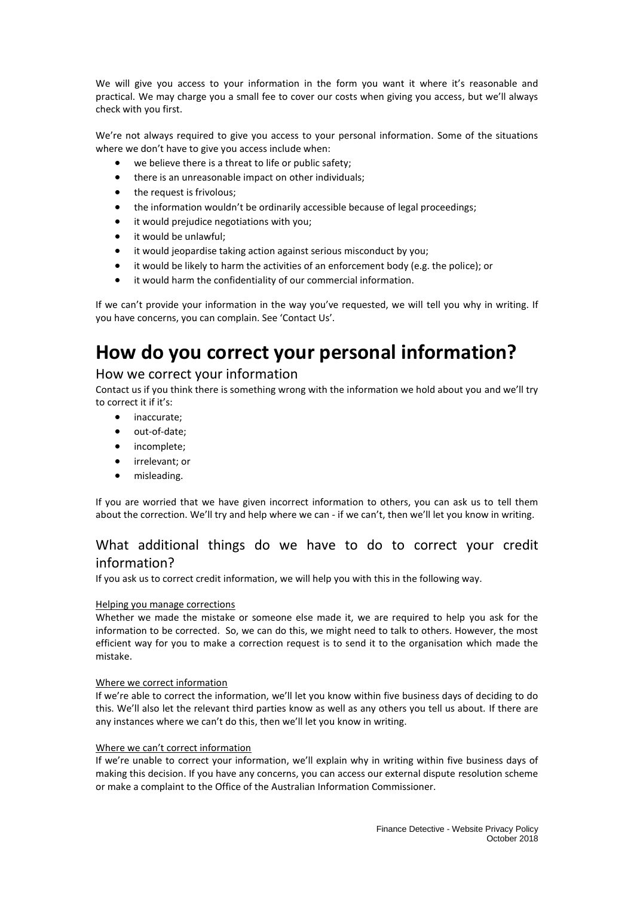We will give you access to your information in the form you want it where it's reasonable and practical. We may charge you a small fee to cover our costs when giving you access, but we'll always check with you first.

We're not always required to give you access to your personal information. Some of the situations where we don't have to give you access include when:

- we believe there is a threat to life or public safety;
- there is an unreasonable impact on other individuals;
- the request is frivolous;
- the information wouldn't be ordinarily accessible because of legal proceedings;
- it would prejudice negotiations with you;
- it would be unlawful;
- it would jeopardise taking action against serious misconduct by you;
- it would be likely to harm the activities of an enforcement body (e.g. the police); or
- it would harm the confidentiality of our commercial information.

If we can't provide your information in the way you've requested, we will tell you why in writing. If you have concerns, you can complain. See 'Contact Us'.

# How do you correct your personal information?

## How we correct your information

Contact us if you think there is something wrong with the information we hold about you and we'll try to correct it if it's:

- inaccurate;
- out-of-date;
- incomplete;
- irrelevant; or
- misleading.

If you are worried that we have given incorrect information to others, you can ask us to tell them about the correction. We'll try and help where we can - if we can't, then we'll let you know in writing.

## What additional things do we have to do to correct your credit information?

If you ask us to correct credit information, we will help you with this in the following way.

Helping you manage corrections

Whether we made the mistake or someone else made it, we are required to help you ask for the information to be corrected. So, we can do this, we might need to talk to others. However, the most efficient way for you to make a correction request is to send it to the organisation which made the mistake.

Where we correct information

If we're able to correct the information, we'll let you know within five business days of deciding to do this. We'll also let the relevant third parties know as well as any others you tell us about. If there are any instances where we can't do this, then we'll let you know in writing.

Where we can't correct information

If we're unable to correct your information, we'll explain why in writing within five business days of making this decision. If you have any concerns, you can access our external dispute resolution scheme or make a complaint to the Office of the Australian Information Commissioner.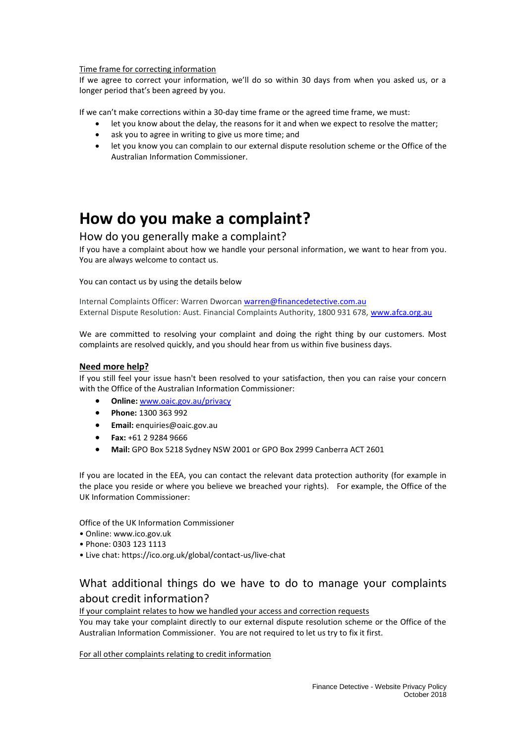Time frame for correcting information

If we agree to correct your information, we'll do so within 30 days from when you asked us, or a longer period that's been agreed by you.

If we can't make corrections within a 30-day time frame or the agreed time frame, we must:

- let you know about the delay, the reasons for it and when we expect to resolve the matter;
- ask you to agree in writing to give us more time; and
- let you know you can complain to our external dispute resolution scheme or the Office of the Australian Information Commissioner.

# How do you make a complaint?

## How do you generally make a complaint?

If you have a complaint about how we handle your personal information, we want to hear from you. You are always welcome to contact us.

You can contact us by using the details below

Internal Complaints Officer: Warren Dworcan warren@financedetective.com.au
External Dispute Resolution: Aust. Financial Complaints Authority, 1800 931 678, www.afca.org.au

We are committed to resolving your complaint and doing the right thing by our customers. Most complaints are resolved quickly, and you should hear from us within five business days.

**Need more help?**

If you still feel your issue hasn't been resolved to your satisfaction, then you can raise your concern with the Office of the Australian Information Commissioner:

- **Online:** www.oaic.gov.au/privacy
- **Phone:** 1300 363 992
- **Email:** enquiries@oaic.gov.au
- **Fax:** +61 2 9284 9666
- **Mail:** GPO Box 5218 Sydney NSW 2001 or GPO Box 2999 Canberra ACT 2601

If you are located in the EEA, you can contact the relevant data protection authority (for example in the place you reside or where you believe we breached your rights). For example, the Office of the UK Information Commissioner:

Office of the UK Information Commissioner

- Online: www.ico.gov.uk
- Phone: 0303 123 1113
- Live chat: https://ico.org.uk/global/contact-us/live-chat

## What additional things do we have to do to manage your complaints about credit information?

If your complaint relates to how we handled your access and correction requests

You may take your complaint directly to our external dispute resolution scheme or the Office of the Australian Information Commissioner. You are not required to let us try to fix it first.

For all other complaints relating to credit information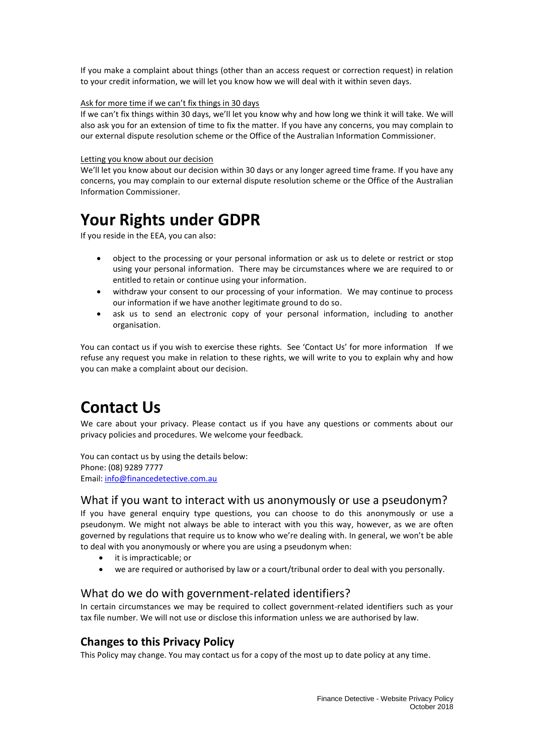If you make a complaint about things (other than an access request or correction request) in relation to your credit information, we will let you know how we will deal with it within seven days.

Ask for more time if we can't fix things in 30 days

If we can't fix things within 30 days, we'll let you know why and how long we think it will take. We will also ask you for an extension of time to fix the matter. If you have any concerns, you may complain to our external dispute resolution scheme or the Office of the Australian Information Commissioner.

Letting you know about our decision

We'll let you know about our decision within 30 days or any longer agreed time frame. If you have any concerns, you may complain to our external dispute resolution scheme or the Office of the Australian Information Commissioner.

# Your Rights under GDPR

If you reside in the EEA, you can also:

- object to the processing or your personal information or ask us to delete or restrict or stop using your personal information. There may be circumstances where we are required to or entitled to retain or continue using your information.
- withdraw your consent to our processing of your information. We may continue to process our information if we have another legitimate ground to do so.
- ask us to send an electronic copy of your personal information, including to another organisation.

You can contact us if you wish to exercise these rights. See 'Contact Us' for more information If we refuse any request you make in relation to these rights, we will write to you to explain why and how you can make a complaint about our decision.

# Contact Us

We care about your privacy. Please contact us if you have any questions or comments about our privacy policies and procedures. We welcome your feedback.

You can contact us by using the details below:
Phone: (08) 9289 7777
Email: info@financedetective.com.au

## What if you want to interact with us anonymously or use a pseudonym?

If you have general enquiry type questions, you can choose to do this anonymously or use a pseudonym. We might not always be able to interact with you this way, however, as we are often governed by regulations that require us to know who we're dealing with. In general, we won't be able to deal with you anonymously or where you are using a pseudonym when:

- it is impracticable; or
- we are required or authorised by law or a court/tribunal order to deal with you personally.

## What do we do with government-related identifiers?

In certain circumstances we may be required to collect government-related identifiers such as your tax file number. We will not use or disclose this information unless we are authorised by law.

### Changes to this Privacy Policy

This Policy may change. You may contact us for a copy of the most up to date policy at any time.